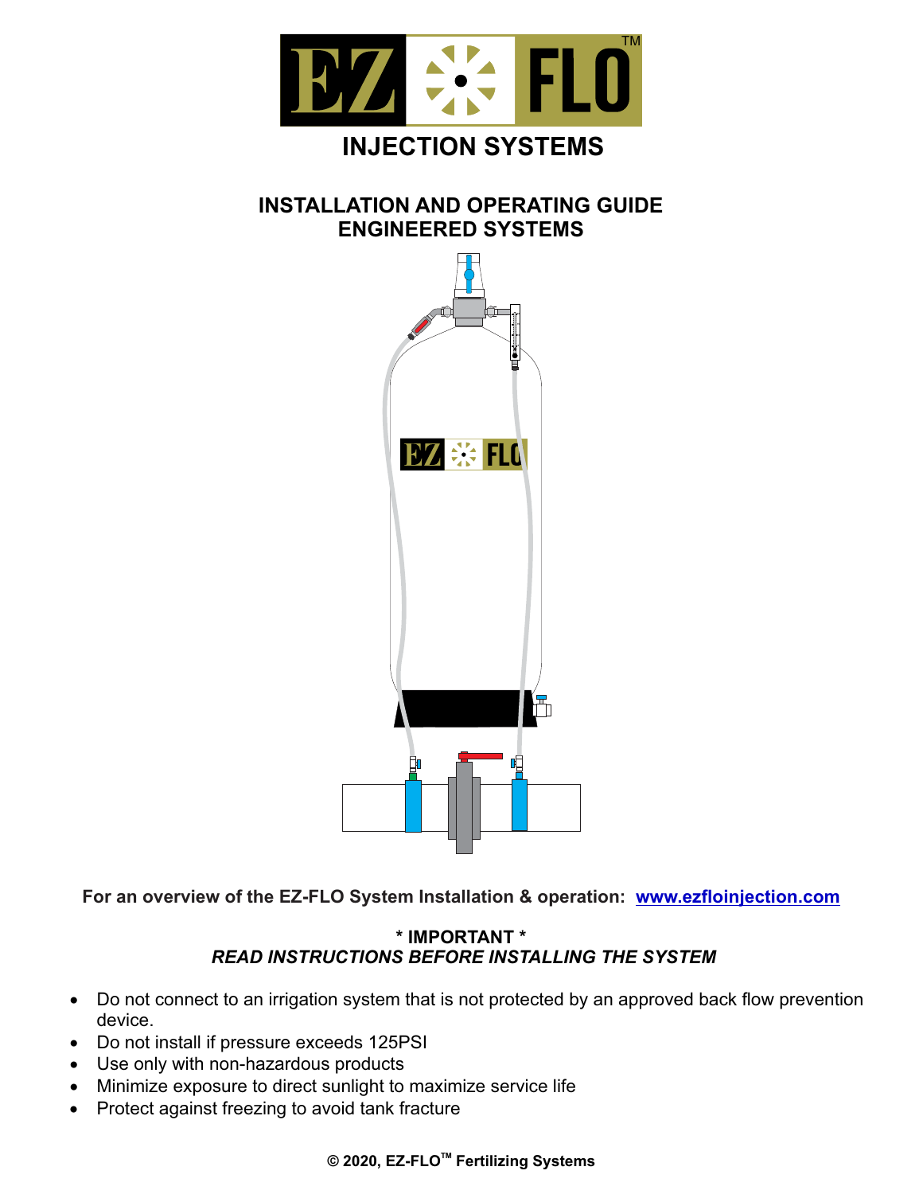# INJECTION SYSTEMS

## INSTALLATION AND OPERATING GUIDE
## ENGINEERED SYSTEMS

**For an overview of the EZ-FLO System Installation & operation: [www.ezfloinjection.com](www.ezfloinjection.com)**

**\* IMPORTANT \***
***READ INSTRUCTIONS BEFORE INSTALLING THE SYSTEM***

- Do not connect to an irrigation system that is not protected by an approved back flow prevention device.
- Do not install if pressure exceeds 125PSI
- Use only with non-hazardous products
- Minimize exposure to direct sunlight to maximize service life
- Protect against freezing to avoid tank fracture

**© 2020, EZ-FLO™ Fertilizing Systems**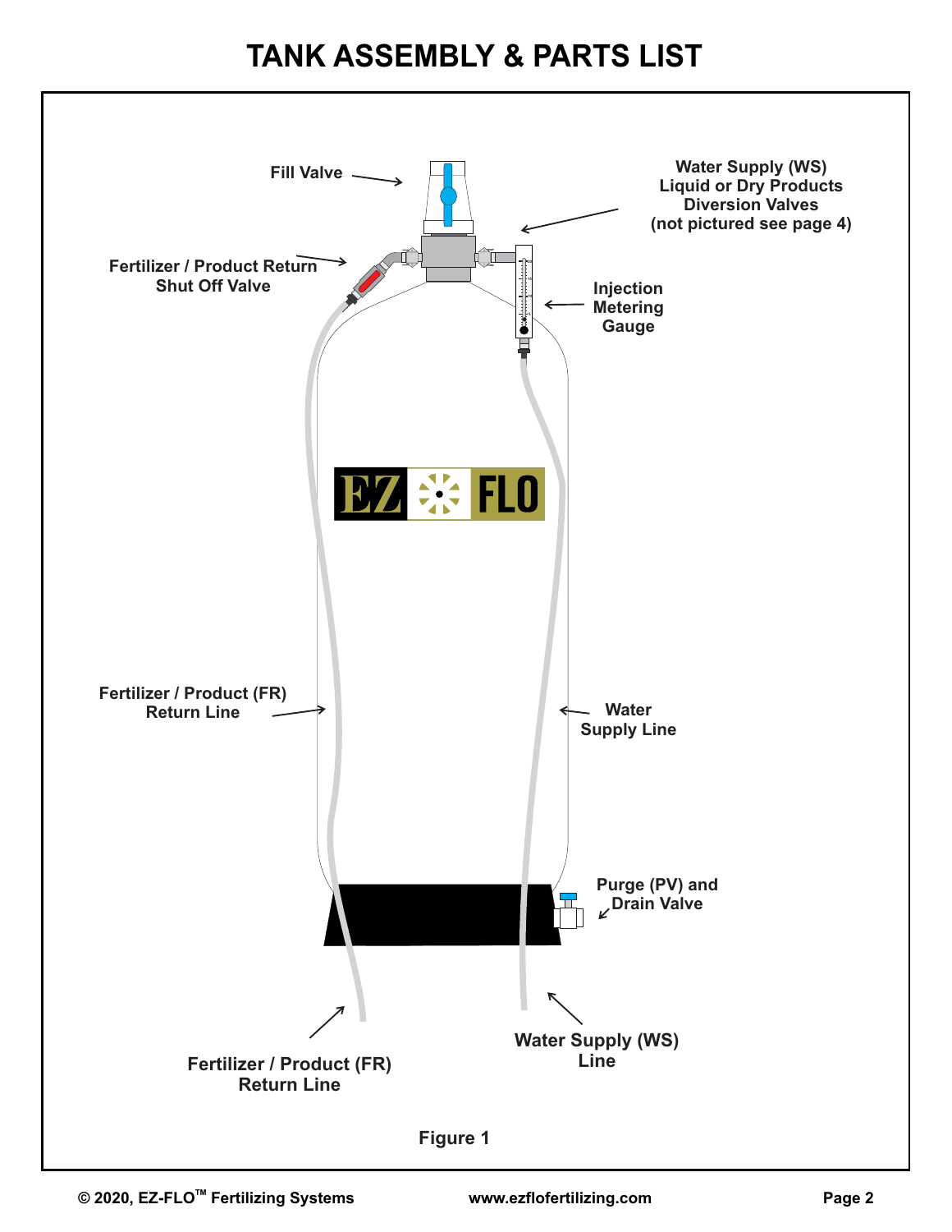# TANK ASSEMBLY & PARTS LIST

Fill Valve

Water Supply (WS) Liquid or Dry Products Diversion Valves (not pictured see page 4)

Fertilizer / Product Return Shut Off Valve

Injection Metering Gauge

EZ FLO

Fertilizer / Product (FR) Return Line

Water Supply Line

Purge (PV) and Drain Valve

Fertilizer / Product (FR) Return Line

Water Supply (WS) Line

Figure 1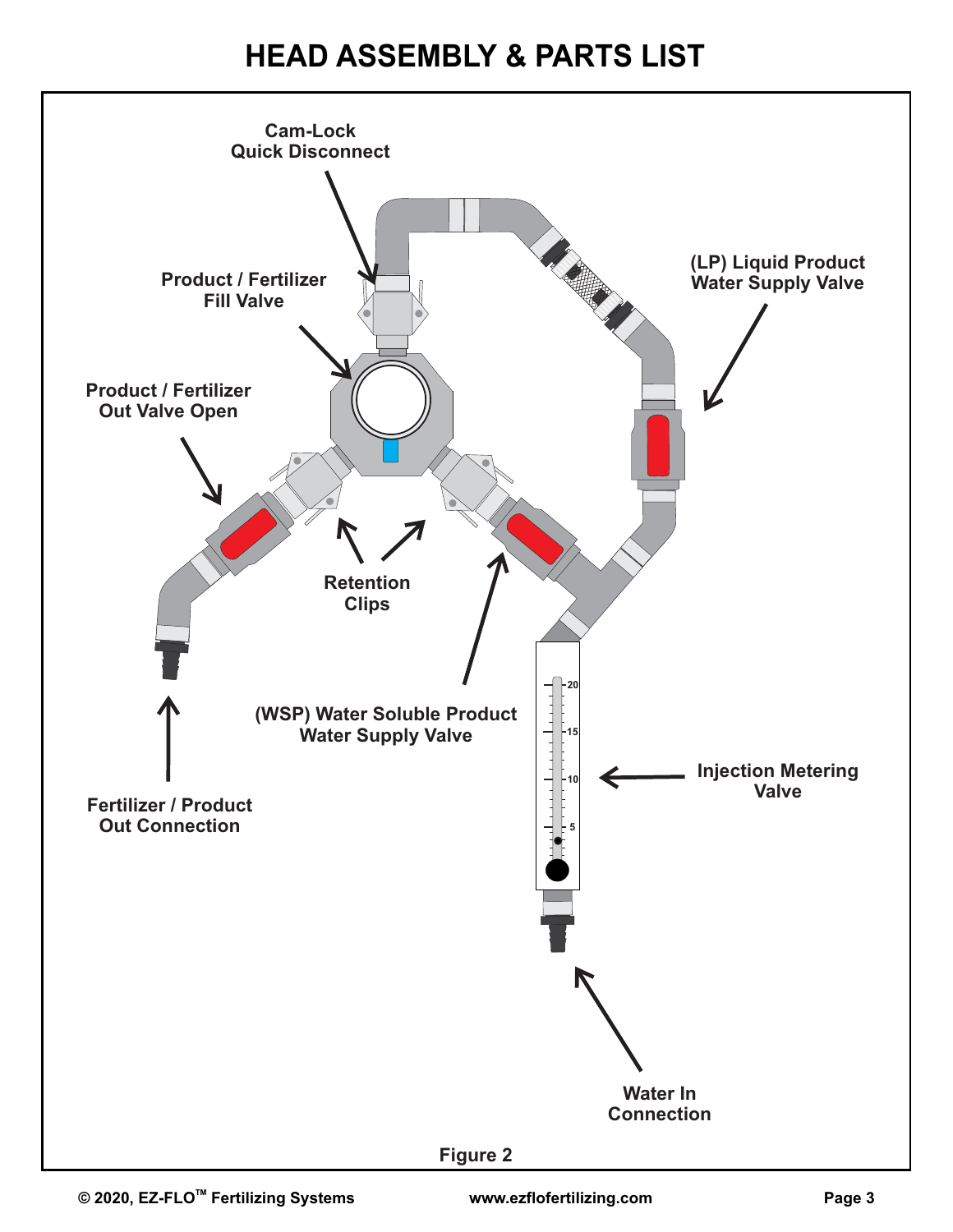# HEAD ASSEMBLY & PARTS LIST

Cam-Lock Quick Disconnect

Product / Fertilizer Fill Valve

(LP) Liquid Product Water Supply Valve

Product / Fertilizer Out Valve Open

Retention Clips

(WSP) Water Soluble Product Water Supply Valve

Injection Metering Valve

Fertilizer / Product Out Connection

Water In Connection

Figure 2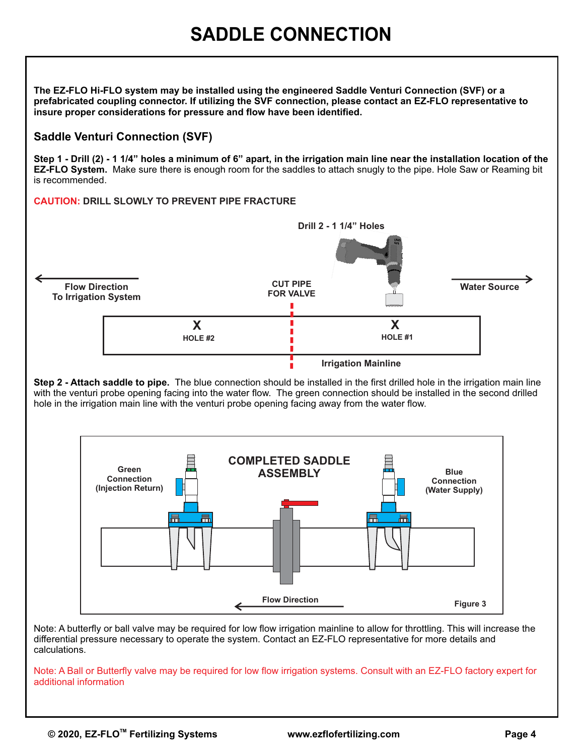# SADDLE CONNECTION

**The EZ-FLO Hi-FLO system may be installed using the engineered Saddle Venturi Connection (SVF) or a prefabricated coupling connector. If utilizing the SVF connection, please contact an EZ-FLO representative to insure proper considerations for pressure and flow have been identified.**

## Saddle Venturi Connection (SVF)

**Step 1 - Drill (2) - 1 1/4" holes a minimum of 6" apart, in the irrigation main line near the installation location of the EZ-FLO System.** Make sure there is enough room for the saddles to attach snugly to the pipe. Hole Saw or Reaming bit is recommended.

**CAUTION: DRILL SLOWLY TO PREVENT PIPE FRACTURE**

Drill 2 - 1 1/4" Holes

Flow Direction To Irrigation System

CUT PIPE FOR VALVE

Water Source

X HOLE #2

X HOLE #1

Irrigation Mainline

**Step 2 - Attach saddle to pipe.** The blue connection should be installed in the first drilled hole in the irrigation main line with the venturi probe opening facing into the water flow. The green connection should be installed in the second drilled hole in the irrigation main line with the venturi probe opening facing away from the water flow.

COMPLETED SADDLE ASSEMBLY

Green Connection (Injection Return)

Blue Connection (Water Supply)

Flow Direction

Figure 3

Note: A butterfly or ball valve may be required for low flow irrigation mainline to allow for throttling. This will increase the differential pressure necessary to operate the system. Contact an EZ-FLO representative for more details and calculations.

Note: A Ball or Butterfly valve may be required for low flow irrigation systems. Consult with an EZ-FLO factory expert for additional information

© 2020, EZ-FLO™ Fertilizing Systems www.ezflofertilizing.com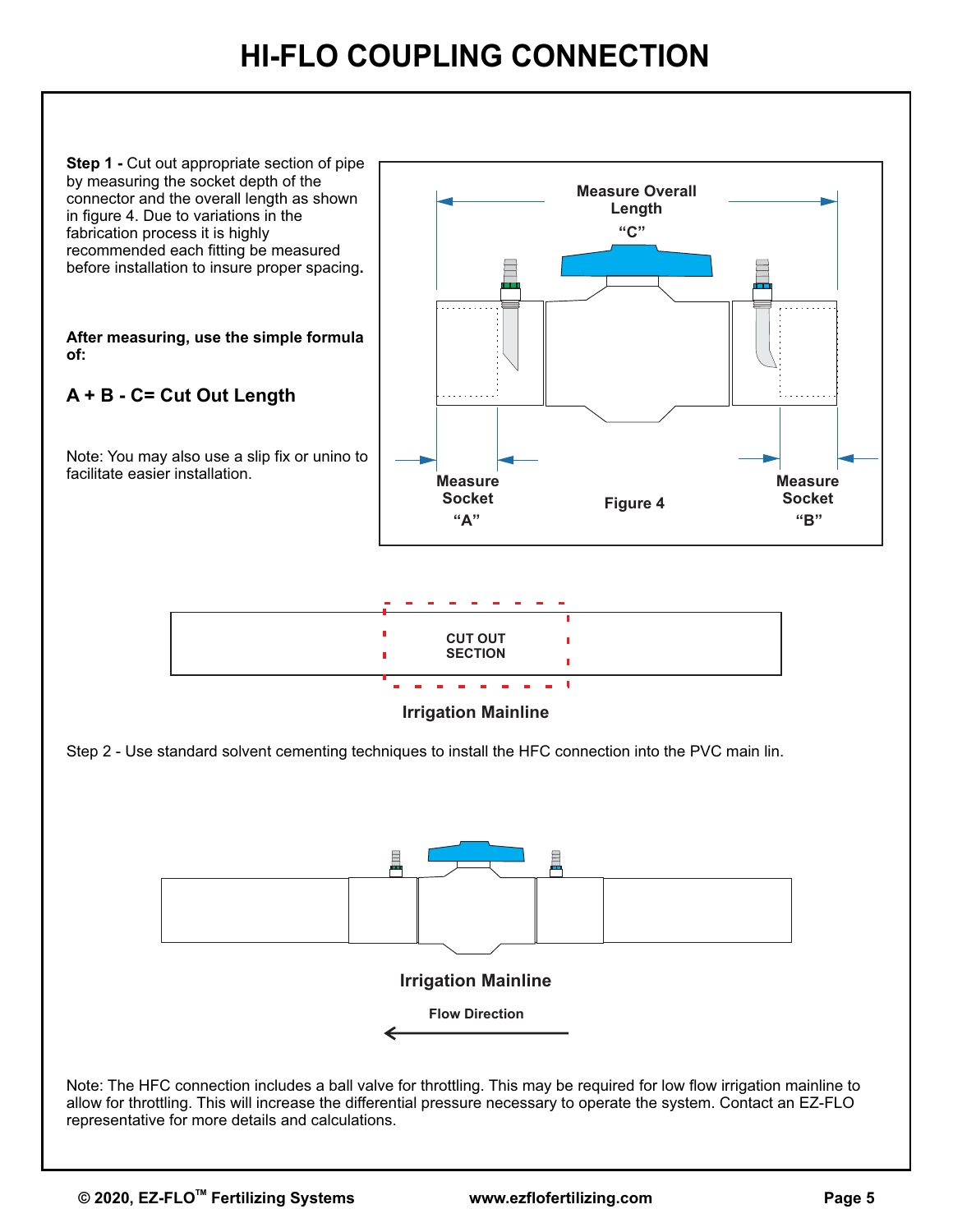# HI-FLO COUPLING CONNECTION

**Step 1 -** Cut out appropriate section of pipe by measuring the socket depth of the connector and the overall length as shown in figure 4. Due to variations in the fabrication process it is highly recommended each fitting be measured before installation to insure proper spacing**.**

**After measuring, use the simple formula of:**

**A + B - C= Cut Out Length**

Note: You may also use a slip fix or unino to facilitate easier installation.

Measure Overall Length "C"

Measure Socket "A"

Figure 4

Measure Socket "B"

CUT OUT SECTION

**Irrigation Mainline**

Step 2 - Use standard solvent cementing techniques to install the HFC connection into the PVC main lin.

**Irrigation Mainline**

Flow Direction

Note: The HFC connection includes a ball valve for throttling. This may be required for low flow irrigation mainline to allow for throttling. This will increase the differential pressure necessary to operate the system. Contact an EZ-FLO representative for more details and calculations.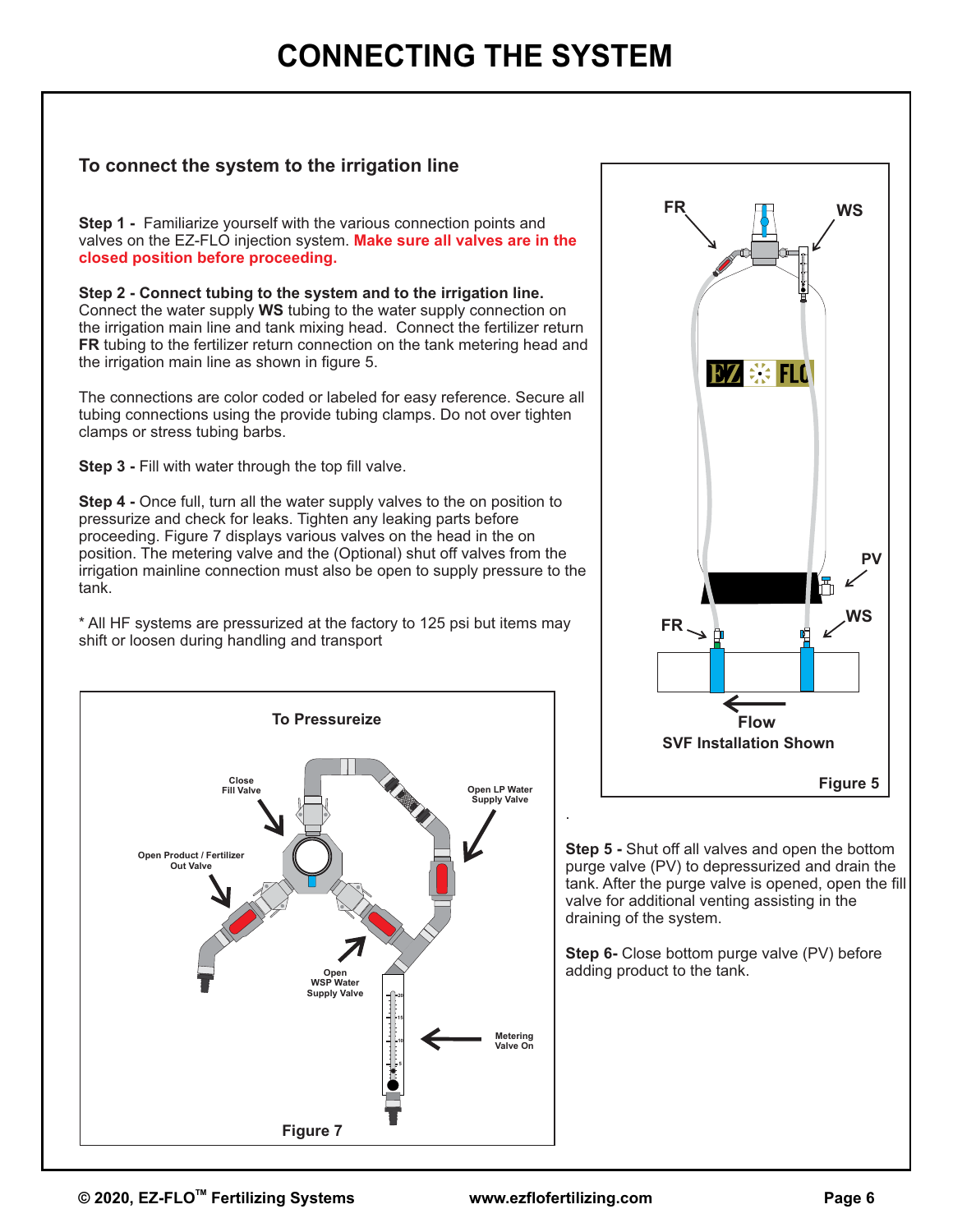# CONNECTING THE SYSTEM

## To connect the system to the irrigation line

**Step 1 -** Familiarize yourself with the various connection points and valves on the EZ-FLO injection system. **Make sure all valves are in the closed position before proceeding.**

**Step 2 - Connect tubing to the system and to the irrigation line.** Connect the water supply **WS** tubing to the water supply connection on the irrigation main line and tank mixing head. Connect the fertilizer return **FR** tubing to the fertilizer return connection on the tank metering head and the irrigation main line as shown in figure 5.

The connections are color coded or labeled for easy reference. Secure all tubing connections using the provide tubing clamps. Do not over tighten clamps or stress tubing barbs.

**Step 3 -** Fill with water through the top fill valve.

**Step 4 -** Once full, turn all the water supply valves to the on position to pressurize and check for leaks. Tighten any leaking parts before proceeding. Figure 7 displays various valves on the head in the on position. The metering valve and the (Optional) shut off valves from the irrigation mainline connection must also be open to supply pressure to the tank.

* All HF systems are pressurized at the factory to 125 psi but items may shift or loosen during handling and transport

To Pressureize

Close Fill Valve

Open LP Water Supply Valve

Open Product / Fertilizer Out Valve

Open WSP Water Supply Valve

Metering Valve On

Figure 7

FR

WS

PV

FR

WS

Flow

SVF Installation Shown

Figure 5

**Step 5 -** Shut off all valves and open the bottom purge valve (PV) to depressurized and drain the tank. After the purge valve is opened, open the fill valve for additional venting assisting in the draining of the system.

**Step 6-** Close bottom purge valve (PV) before adding product to the tank.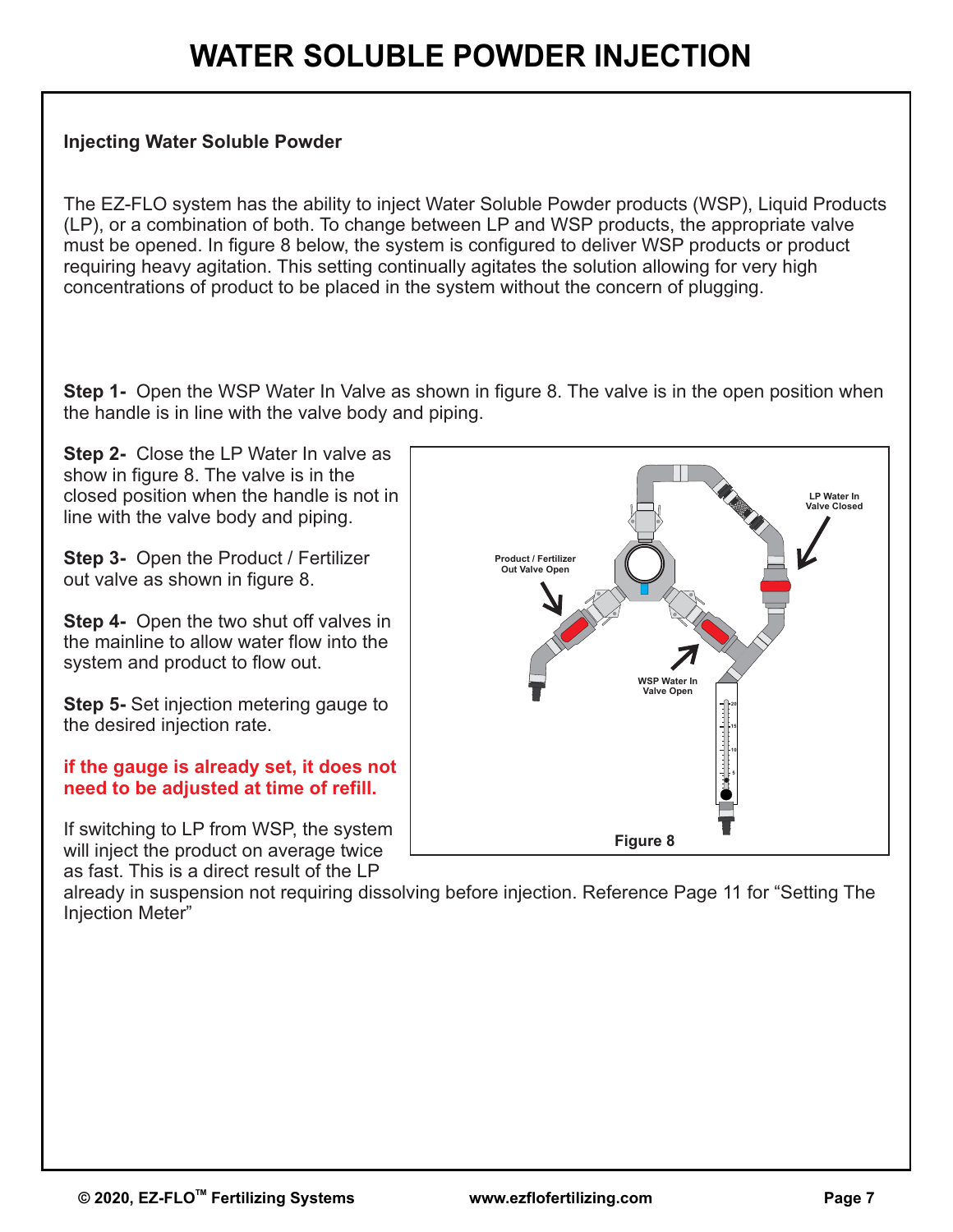# WATER SOLUBLE POWDER INJECTION

**Injecting Water Soluble Powder**

The EZ-FLO system has the ability to inject Water Soluble Powder products (WSP), Liquid Products (LP), or a combination of both. To change between LP and WSP products, the appropriate valve must be opened. In figure 8 below, the system is configured to deliver WSP products or product requiring heavy agitation. This setting continually agitates the solution allowing for very high concentrations of product to be placed in the system without the concern of plugging.

**Step 1-** Open the WSP Water In Valve as shown in figure 8. The valve is in the open position when the handle is in line with the valve body and piping.

**Step 2-** Close the LP Water In valve as show in figure 8. The valve is in the closed position when the handle is not in line with the valve body and piping.

**Step 3-** Open the Product / Fertilizer out valve as shown in figure 8.

**Step 4-** Open the two shut off valves in the mainline to allow water flow into the system and product to flow out.

**Step 5-** Set injection metering gauge to the desired injection rate.

**if the gauge is already set, it does not need to be adjusted at time of refill.**

If switching to LP from WSP, the system will inject the product on average twice as fast. This is a direct result of the LP already in suspension not requiring dissolving before injection. Reference Page 11 for "Setting The Injection Meter"

Product / Fertilizer Out Valve Open

LP Water In Valve Closed

WSP Water In Valve Open

**Figure 8**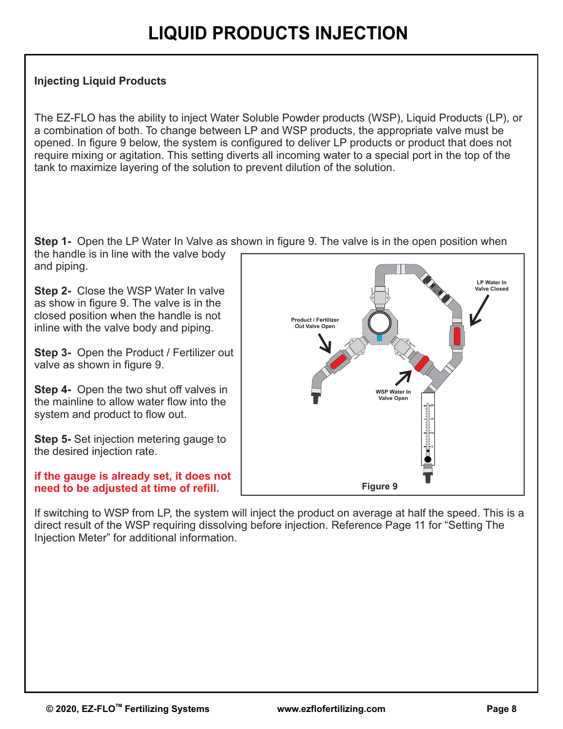# LIQUID PRODUCTS INJECTION

**Injecting Liquid Products**

The EZ-FLO has the ability to inject Water Soluble Powder products (WSP), Liquid Products (LP), or a combination of both. To change between LP and WSP products, the appropriate valve must be opened. In figure 9 below, the system is configured to deliver LP products or product that does not require mixing or agitation. This setting diverts all incoming water to a special port in the top of the tank to maximize layering of the solution to prevent dilution of the solution.

**Step 1-** Open the LP Water In Valve as shown in figure 9. The valve is in the open position when the handle is in line with the valve body and piping.

**Step 2-** Close the WSP Water In valve as show in figure 9. The valve is in the closed position when the handle is not inline with the valve body and piping.

**Step 3-** Open the Product / Fertilizer out valve as shown in figure 9.

**Step 4-** Open the two shut off valves in the mainline to allow water flow into the system and product to flow out.

**Step 5-** Set injection metering gauge to the desired injection rate.

**if the gauge is already set, it does not need to be adjusted at time of refill.**

LP Water In Valve Closed

Product / Fertilizer Out Valve Open

WSP Water In Valve Open

**Figure 9**

If switching to WSP from LP, the system will inject the product on average at half the speed. This is a direct result of the WSP requiring dissolving before injection. Reference Page 11 for "Setting The Injection Meter" for additional information.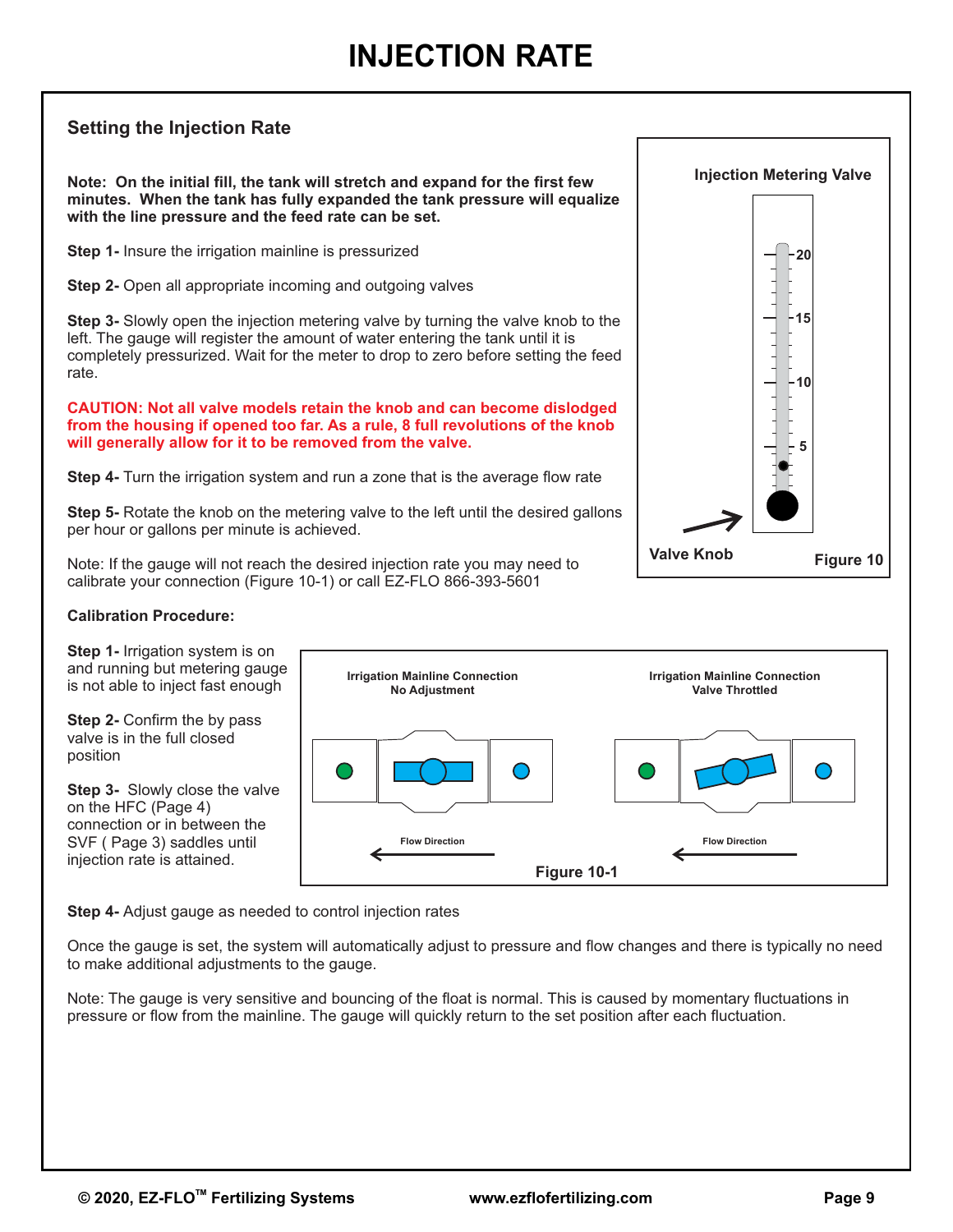# INJECTION RATE

## Setting the Injection Rate

**Note: On the initial fill, the tank will stretch and expand for the first few minutes. When the tank has fully expanded the tank pressure will equalize with the line pressure and the feed rate can be set.**

**Step 1-** Insure the irrigation mainline is pressurized

**Step 2-** Open all appropriate incoming and outgoing valves

**Step 3-** Slowly open the injection metering valve by turning the valve knob to the left. The gauge will register the amount of water entering the tank until it is completely pressurized. Wait for the meter to drop to zero before setting the feed rate.

**CAUTION: Not all valve models retain the knob and can become dislodged from the housing if opened too far. As a rule, 8 full revolutions of the knob will generally allow for it to be removed from the valve.**

**Step 4-** Turn the irrigation system and run a zone that is the average flow rate

**Step 5-** Rotate the knob on the metering valve to the left until the desired gallons per hour or gallons per minute is achieved.

Note: If the gauge will not reach the desired injection rate you may need to calibrate your connection (Figure 10-1) or call EZ-FLO 866-393-5601

Injection Metering Valve

20

15

10

5

Valve Knob

Figure 10

### Calibration Procedure:

**Step 1-** Irrigation system is on and running but metering gauge is not able to inject fast enough

**Step 2-** Confirm the by pass valve is in the full closed position

**Step 3-** Slowly close the valve on the HFC (Page 4) connection or in between the SVF ( Page 3) saddles until injection rate is attained.

Irrigation Mainline Connection No Adjustment

Irrigation Mainline Connection Valve Throttled

Flow Direction

Flow Direction

Figure 10-1

**Step 4-** Adjust gauge as needed to control injection rates

Once the gauge is set, the system will automatically adjust to pressure and flow changes and there is typically no need to make additional adjustments to the gauge.

Note: The gauge is very sensitive and bouncing of the float is normal. This is caused by momentary fluctuations in pressure or flow from the mainline. The gauge will quickly return to the set position after each fluctuation.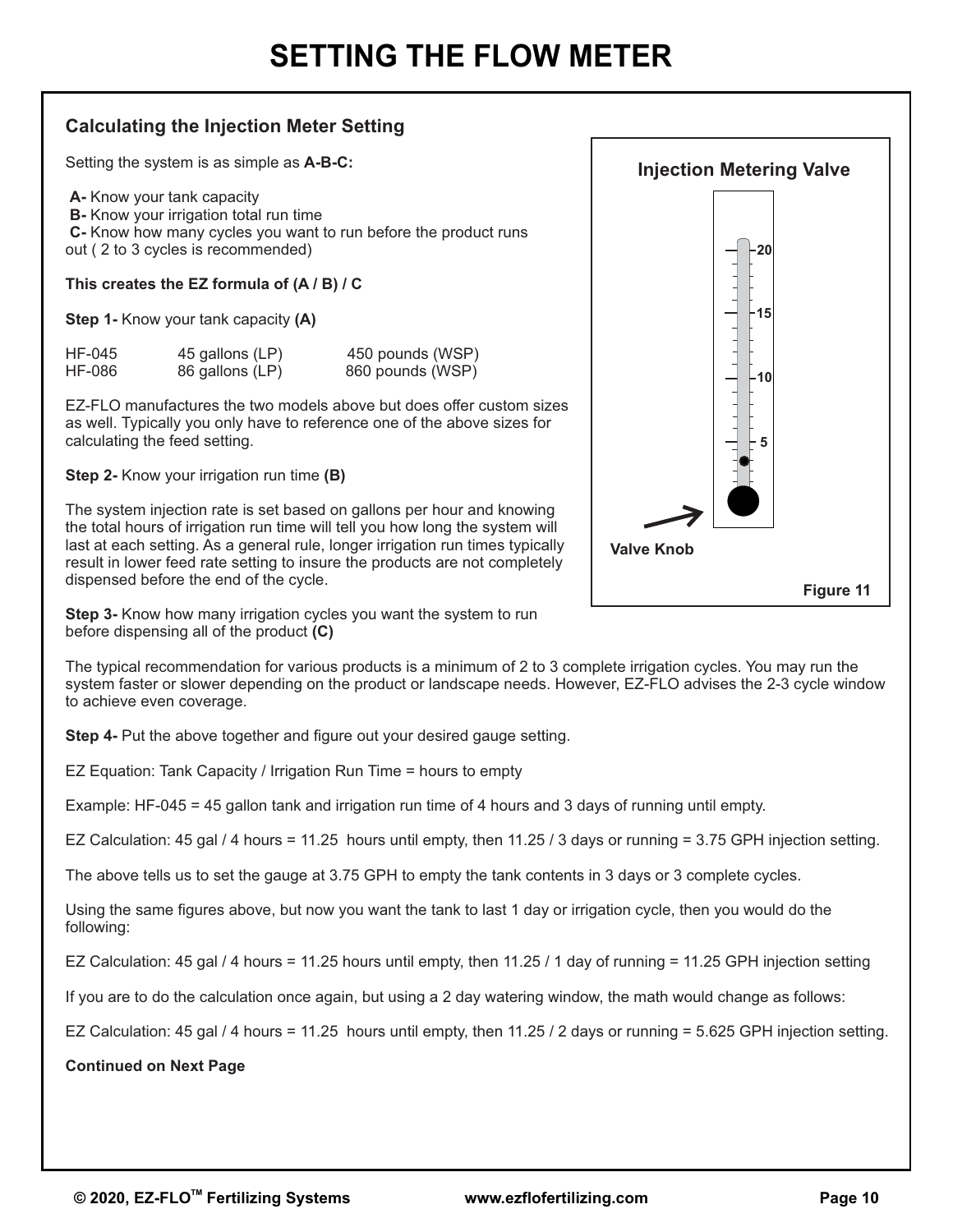# SETTING THE FLOW METER

### Calculating the Injection Meter Setting

Setting the system is as simple as **A-B-C:**

**A-** Know your tank capacity
**B-** Know your irrigation total run time
**C-** Know how many cycles you want to run before the product runs out ( 2 to 3 cycles is recommended)

**This creates the EZ formula of (A / B) / C**

**Step 1-** Know your tank capacity **(A)**

| | | |
|---|---|---|
| HF-045 | 45 gallons (LP) | 450 pounds (WSP) |
| HF-086 | 86 gallons (LP) | 860 pounds (WSP) |

EZ-FLO manufactures the two models above but does offer custom sizes as well. Typically you only have to reference one of the above sizes for calculating the feed setting.

**Step 2-** Know your irrigation run time **(B)**

The system injection rate is set based on gallons per hour and knowing the total hours of irrigation run time will tell you how long the system will last at each setting. As a general rule, longer irrigation run times typically result in lower feed rate setting to insure the products are not completely dispensed before the end of the cycle.

**Injection Metering Valve**

Valve Knob

20
15
10
5

Figure 11

**Step 3-** Know how many irrigation cycles you want the system to run before dispensing all of the product **(C)**

The typical recommendation for various products is a minimum of 2 to 3 complete irrigation cycles. You may run the system faster or slower depending on the product or landscape needs. However, EZ-FLO advises the 2-3 cycle window to achieve even coverage.

**Step 4-** Put the above together and figure out your desired gauge setting.

EZ Equation: Tank Capacity / Irrigation Run Time = hours to empty

Example: HF-045 = 45 gallon tank and irrigation run time of 4 hours and 3 days of running until empty.

EZ Calculation: 45 gal / 4 hours = 11.25 hours until empty, then 11.25 / 3 days or running = 3.75 GPH injection setting.

The above tells us to set the gauge at 3.75 GPH to empty the tank contents in 3 days or 3 complete cycles.

Using the same figures above, but now you want the tank to last 1 day or irrigation cycle, then you would do the following:

EZ Calculation: 45 gal / 4 hours = 11.25 hours until empty, then 11.25 / 1 day of running = 11.25 GPH injection setting

If you are to do the calculation once again, but using a 2 day watering window, the math would change as follows:

EZ Calculation: 45 gal / 4 hours = 11.25 hours until empty, then 11.25 / 2 days or running = 5.625 GPH injection setting.

**Continued on Next Page**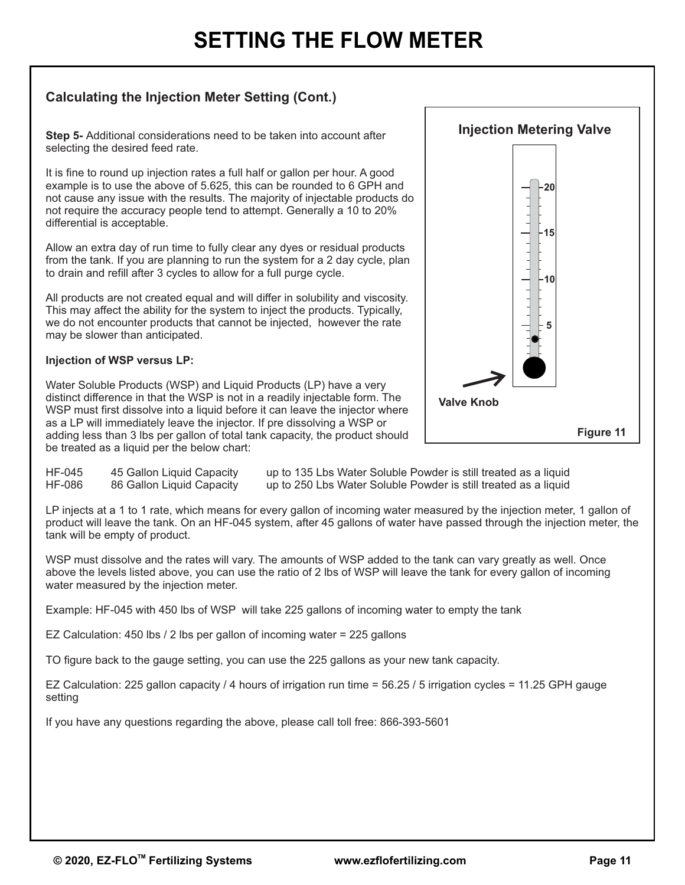# SETTING THE FLOW METER

### Calculating the Injection Meter Setting (Cont.)

**Step 5-** Additional considerations need to be taken into account after selecting the desired feed rate.

It is fine to round up injection rates a full half or gallon per hour. A good example is to use the above of 5.625, this can be rounded to 6 GPH and not cause any issue with the results. The majority of injectable products do not require the accuracy people tend to attempt. Generally a 10 to 20% differential is acceptable.

Allow an extra day of run time to fully clear any dyes or residual products from the tank. If you are planning to run the system for a 2 day cycle, plan to drain and refill after 3 cycles to allow for a full purge cycle.

All products are not created equal and will differ in solubility and viscosity. This may affect the ability for the system to inject the products. Typically, we do not encounter products that cannot be injected, however the rate may be slower than anticipated.

**Injection Metering Valve**

20

15

10

5

Valve Knob

Figure 11

**Injection of WSP versus LP:**

Water Soluble Products (WSP) and Liquid Products (LP) have a very distinct difference in that the WSP is not in a readily injectable form. The WSP must first dissolve into a liquid before it can leave the injector where as a LP will immediately leave the injector. If pre dissolving a WSP or adding less than 3 lbs per gallon of total tank capacity, the product should be treated as a liquid per the below chart:

| | | |
|---|---|---|
| HF-045 | 45 Gallon Liquid Capacity | up to 135 Lbs Water Soluble Powder is still treated as a liquid |
| HF-086 | 86 Gallon Liquid Capacity | up to 250 Lbs Water Soluble Powder is still treated as a liquid |

LP injects at a 1 to 1 rate, which means for every gallon of incoming water measured by the injection meter, 1 gallon of product will leave the tank. On an HF-045 system, after 45 gallons of water have passed through the injection meter, the tank will be empty of product.

WSP must dissolve and the rates will vary. The amounts of WSP added to the tank can vary greatly as well. Once above the levels listed above, you can use the ratio of 2 lbs of WSP will leave the tank for every gallon of incoming water measured by the injection meter.

Example: HF-045 with 450 lbs of WSP will take 225 gallons of incoming water to empty the tank

EZ Calculation: 450 lbs / 2 lbs per gallon of incoming water = 225 gallons

TO figure back to the gauge setting, you can use the 225 gallons as your new tank capacity.

EZ Calculation: 225 gallon capacity / 4 hours of irrigation run time = 56.25 / 5 irrigation cycles = 11.25 GPH gauge setting

If you have any questions regarding the above, please call toll free: 866-393-5601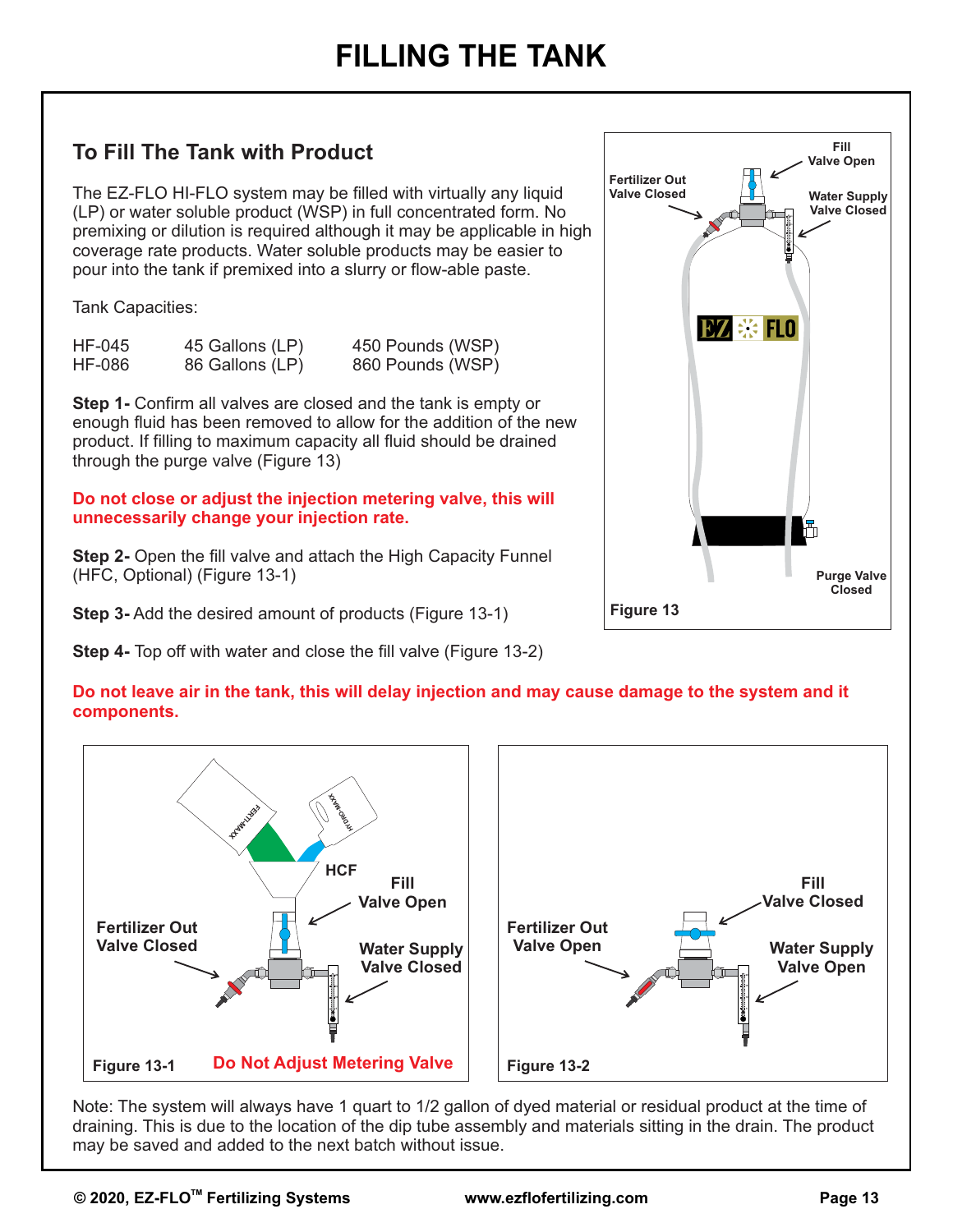# FILLING THE TANK

## To Fill The Tank with Product

The EZ-FLO HI-FLO system may be filled with virtually any liquid (LP) or water soluble product (WSP) in full concentrated form. No premixing or dilution is required although it may be applicable in high coverage rate products. Water soluble products may be easier to pour into the tank if premixed into a slurry or flow-able paste.

Tank Capacities:

| | | |
|---|---|---|
| HF-045 | 45 Gallons (LP) | 450 Pounds (WSP) |
| HF-086 | 86 Gallons (LP) | 860 Pounds (WSP) |

**Step 1-** Confirm all valves are closed and the tank is empty or enough fluid has been removed to allow for the addition of the new product. If filling to maximum capacity all fluid should be drained through the purge valve (Figure 13)

**Do not close or adjust the injection metering valve, this will unnecessarily change your injection rate.**

**Step 2-** Open the fill valve and attach the High Capacity Funnel (HFC, Optional) (Figure 13-1)

**Step 3-** Add the desired amount of products (Figure 13-1)

**Step 4-** Top off with water and close the fill valve (Figure 13-2)

Fill Valve Open

Fertilizer Out Valve Closed

Water Supply Valve Closed

Purge Valve Closed

**Figure 13**

**Do not leave air in the tank, this will delay injection and may cause damage to the system and it components.**

HCF

Fill Valve Open

Fertilizer Out Valve Closed

Water Supply Valve Closed

**Figure 13-1** **Do Not Adjust Metering Valve**

Fill Valve Closed

Fertilizer Out Valve Open

Water Supply Valve Open

**Figure 13-2**

Note: The system will always have 1 quart to 1/2 gallon of dyed material or residual product at the time of draining. This is due to the location of the dip tube assembly and materials sitting in the drain. The product may be saved and added to the next batch without issue.